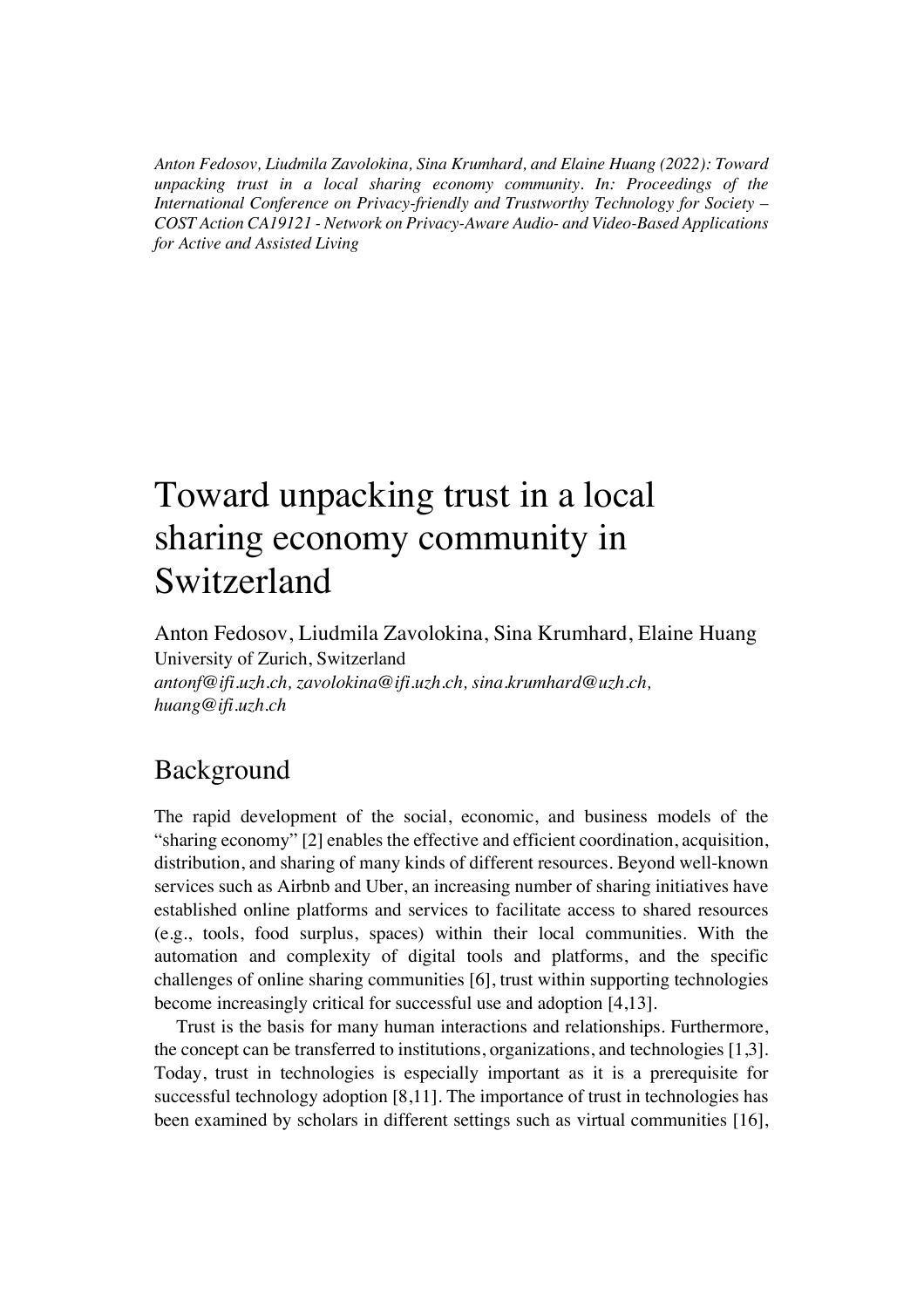*Anton Fedosov, Liudmila Zavolokina, Sina Krumhard, and Elaine Huang (2022): Toward unpacking trust in a local sharing economy community. In: Proceedings of the International Conference on Privacy-friendly and Trustworthy Technology for Society – COST Action CA19121 - Network on Privacy-Aware Audio- and Video-Based Applications for Active and Assisted Living*

# Toward unpacking trust in a local sharing economy community in Switzerland

Anton Fedosov, Liudmila Zavolokina, Sina Krumhard, Elaine Huang
University of Zurich, Switzerland
*antonf@ifi.uzh.ch, zavolokina@ifi.uzh.ch, sina.krumhard@uzh.ch, huang@ifi.uzh.ch*

## Background

The rapid development of the social, economic, and business models of the "sharing economy" [2] enables the effective and efficient coordination, acquisition, distribution, and sharing of many kinds of different resources. Beyond well-known services such as Airbnb and Uber, an increasing number of sharing initiatives have established online platforms and services to facilitate access to shared resources (e.g., tools, food surplus, spaces) within their local communities. With the automation and complexity of digital tools and platforms, and the specific challenges of online sharing communities [6], trust within supporting technologies become increasingly critical for successful use and adoption [4,13].

Trust is the basis for many human interactions and relationships. Furthermore, the concept can be transferred to institutions, organizations, and technologies [1,3]. Today, trust in technologies is especially important as it is a prerequisite for successful technology adoption [8,11]. The importance of trust in technologies has been examined by scholars in different settings such as virtual communities [16],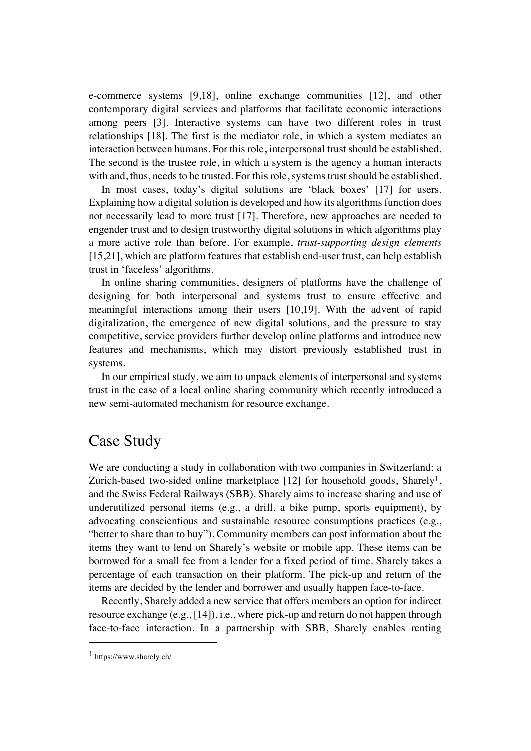e-commerce systems [9,18], online exchange communities [12], and other contemporary digital services and platforms that facilitate economic interactions among peers [3]. Interactive systems can have two different roles in trust relationships [18]. The first is the mediator role, in which a system mediates an interaction between humans. For this role, interpersonal trust should be established. The second is the trustee role, in which a system is the agency a human interacts with and, thus, needs to be trusted. For this role, systems trust should be established.

In most cases, today's digital solutions are 'black boxes' [17] for users. Explaining how a digital solution is developed and how its algorithms function does not necessarily lead to more trust [17]. Therefore, new approaches are needed to engender trust and to design trustworthy digital solutions in which algorithms play a more active role than before. For example, *trust-supporting design elements* [15,21], which are platform features that establish end-user trust, can help establish trust in 'faceless' algorithms.

In online sharing communities, designers of platforms have the challenge of designing for both interpersonal and systems trust to ensure effective and meaningful interactions among their users [10,19]. With the advent of rapid digitalization, the emergence of new digital solutions, and the pressure to stay competitive, service providers further develop online platforms and introduce new features and mechanisms, which may distort previously established trust in systems.

In our empirical study, we aim to unpack elements of interpersonal and systems trust in the case of a local online sharing community which recently introduced a new semi-automated mechanism for resource exchange.

## Case Study

We are conducting a study in collaboration with two companies in Switzerland: a Zurich-based two-sided online marketplace [12] for household goods, Sharely[1], and the Swiss Federal Railways (SBB). Sharely aims to increase sharing and use of underutilized personal items (e.g., a drill, a bike pump, sports equipment), by advocating conscientious and sustainable resource consumptions practices (e.g., "better to share than to buy"). Community members can post information about the items they want to lend on Sharely's website or mobile app. These items can be borrowed for a small fee from a lender for a fixed period of time. Sharely takes a percentage of each transaction on their platform. The pick-up and return of the items are decided by the lender and borrower and usually happen face-to-face.

Recently, Sharely added a new service that offers members an option for indirect resource exchange (e.g., [14]), i.e., where pick-up and return do not happen through face-to-face interaction. In a partnership with SBB, Sharely enables renting

[1] https://www.sharely.ch/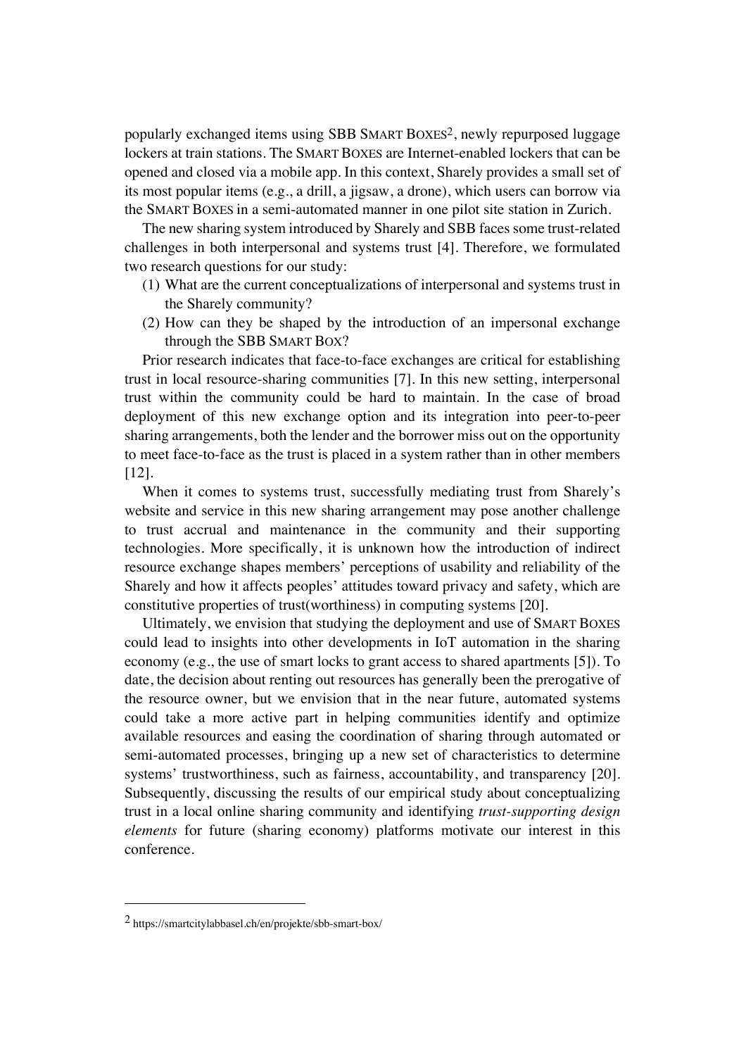popularly exchanged items using SBB SMART BOXES[2], newly repurposed luggage lockers at train stations. The SMART BOXES are Internet-enabled lockers that can be opened and closed via a mobile app. In this context, Sharely provides a small set of its most popular items (e.g., a drill, a jigsaw, a drone), which users can borrow via the SMART BOXES in a semi-automated manner in one pilot site station in Zurich.

The new sharing system introduced by Sharely and SBB faces some trust-related challenges in both interpersonal and systems trust [4]. Therefore, we formulated two research questions for our study:

(1) What are the current conceptualizations of interpersonal and systems trust in the Sharely community?
(2) How can they be shaped by the introduction of an impersonal exchange through the SBB SMART BOX?

Prior research indicates that face-to-face exchanges are critical for establishing trust in local resource-sharing communities [7]. In this new setting, interpersonal trust within the community could be hard to maintain. In the case of broad deployment of this new exchange option and its integration into peer-to-peer sharing arrangements, both the lender and the borrower miss out on the opportunity to meet face-to-face as the trust is placed in a system rather than in other members [12].

When it comes to systems trust, successfully mediating trust from Sharely's website and service in this new sharing arrangement may pose another challenge to trust accrual and maintenance in the community and their supporting technologies. More specifically, it is unknown how the introduction of indirect resource exchange shapes members' perceptions of usability and reliability of the Sharely and how it affects peoples' attitudes toward privacy and safety, which are constitutive properties of trust(worthiness) in computing systems [20].

Ultimately, we envision that studying the deployment and use of SMART BOXES could lead to insights into other developments in IoT automation in the sharing economy (e.g., the use of smart locks to grant access to shared apartments [5]). To date, the decision about renting out resources has generally been the prerogative of the resource owner, but we envision that in the near future, automated systems could take a more active part in helping communities identify and optimize available resources and easing the coordination of sharing through automated or semi-automated processes, bringing up a new set of characteristics to determine systems' trustworthiness, such as fairness, accountability, and transparency [20]. Subsequently, discussing the results of our empirical study about conceptualizing trust in a local online sharing community and identifying *trust-supporting design elements* for future (sharing economy) platforms motivate our interest in this conference.

---

[2] https://smartcitylabbasel.ch/en/projekte/sbb-smart-box/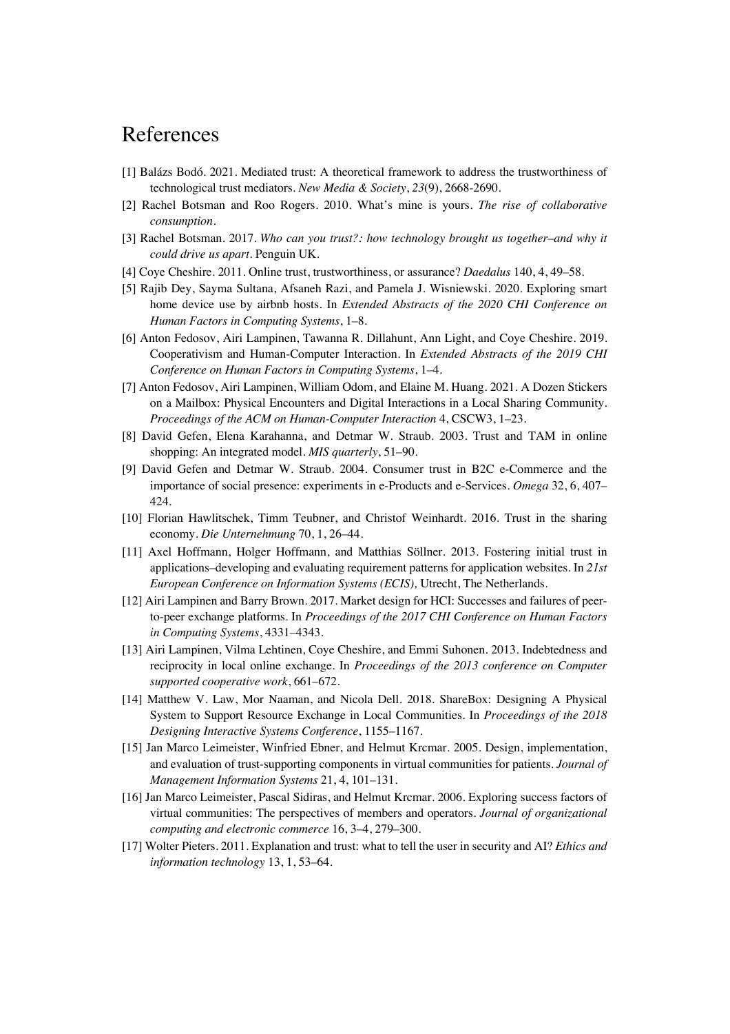# References

[1] Balázs Bodó. 2021. Mediated trust: A theoretical framework to address the trustworthiness of technological trust mediators. *New Media & Society*, *23*(9), 2668-2690.

[2] Rachel Botsman and Roo Rogers. 2010. What's mine is yours. *The rise of collaborative consumption*.

[3] Rachel Botsman. 2017. *Who can you trust?: how technology brought us together–and why it could drive us apart*. Penguin UK.

[4] Coye Cheshire. 2011. Online trust, trustworthiness, or assurance? *Daedalus* 140, 4, 49–58.

[5] Rajib Dey, Sayma Sultana, Afsaneh Razi, and Pamela J. Wisniewski. 2020. Exploring smart home device use by airbnb hosts. In *Extended Abstracts of the 2020 CHI Conference on Human Factors in Computing Systems*, 1–8.

[6] Anton Fedosov, Airi Lampinen, Tawanna R. Dillahunt, Ann Light, and Coye Cheshire. 2019. Cooperativism and Human-Computer Interaction. In *Extended Abstracts of the 2019 CHI Conference on Human Factors in Computing Systems*, 1–4.

[7] Anton Fedosov, Airi Lampinen, William Odom, and Elaine M. Huang. 2021. A Dozen Stickers on a Mailbox: Physical Encounters and Digital Interactions in a Local Sharing Community. *Proceedings of the ACM on Human-Computer Interaction* 4, CSCW3, 1–23.

[8] David Gefen, Elena Karahanna, and Detmar W. Straub. 2003. Trust and TAM in online shopping: An integrated model. *MIS quarterly*, 51–90.

[9] David Gefen and Detmar W. Straub. 2004. Consumer trust in B2C e-Commerce and the importance of social presence: experiments in e-Products and e-Services. *Omega* 32, 6, 407–424.

[10] Florian Hawlitschek, Timm Teubner, and Christof Weinhardt. 2016. Trust in the sharing economy. *Die Unternehmung* 70, 1, 26–44.

[11] Axel Hoffmann, Holger Hoffmann, and Matthias Söllner. 2013. Fostering initial trust in applications–developing and evaluating requirement patterns for application websites. In *21st European Conference on Information Systems (ECIS),* Utrecht, The Netherlands.

[12] Airi Lampinen and Barry Brown. 2017. Market design for HCI: Successes and failures of peer-to-peer exchange platforms. In *Proceedings of the 2017 CHI Conference on Human Factors in Computing Systems*, 4331–4343.

[13] Airi Lampinen, Vilma Lehtinen, Coye Cheshire, and Emmi Suhonen. 2013. Indebtedness and reciprocity in local online exchange. In *Proceedings of the 2013 conference on Computer supported cooperative work*, 661–672.

[14] Matthew V. Law, Mor Naaman, and Nicola Dell. 2018. ShareBox: Designing A Physical System to Support Resource Exchange in Local Communities. In *Proceedings of the 2018 Designing Interactive Systems Conference*, 1155–1167.

[15] Jan Marco Leimeister, Winfried Ebner, and Helmut Krcmar. 2005. Design, implementation, and evaluation of trust-supporting components in virtual communities for patients. *Journal of Management Information Systems* 21, 4, 101–131.

[16] Jan Marco Leimeister, Pascal Sidiras, and Helmut Krcmar. 2006. Exploring success factors of virtual communities: The perspectives of members and operators. *Journal of organizational computing and electronic commerce* 16, 3–4, 279–300.

[17] Wolter Pieters. 2011. Explanation and trust: what to tell the user in security and AI? *Ethics and information technology* 13, 1, 53–64.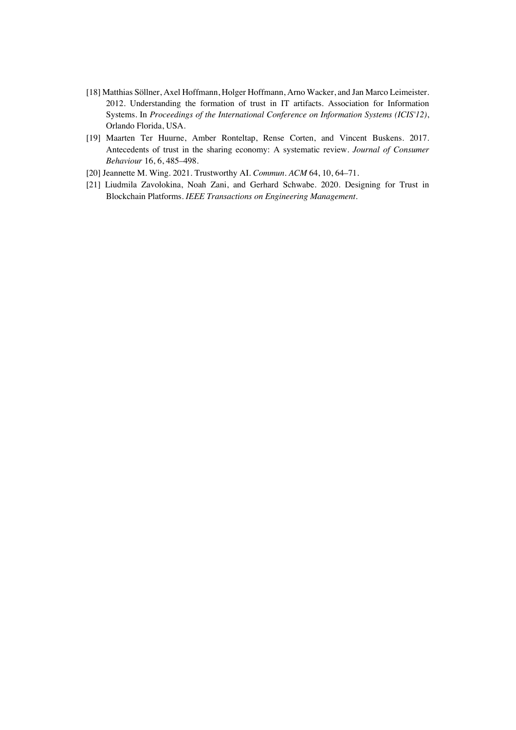[18] Matthias Söllner, Axel Hoffmann, Holger Hoffmann, Arno Wacker, and Jan Marco Leimeister. 2012. Understanding the formation of trust in IT artifacts. Association for Information Systems. In *Proceedings of the International Conference on Information Systems (ICIS'12)*, Orlando Florida, USA.

[19] Maarten Ter Huurne, Amber Ronteltap, Rense Corten, and Vincent Buskens. 2017. Antecedents of trust in the sharing economy: A systematic review. *Journal of Consumer Behaviour* 16, 6, 485–498.

[20] Jeannette M. Wing. 2021. Trustworthy AI. *Commun. ACM* 64, 10, 64–71.

[21] Liudmila Zavolokina, Noah Zani, and Gerhard Schwabe. 2020. Designing for Trust in Blockchain Platforms. *IEEE Transactions on Engineering Management*.